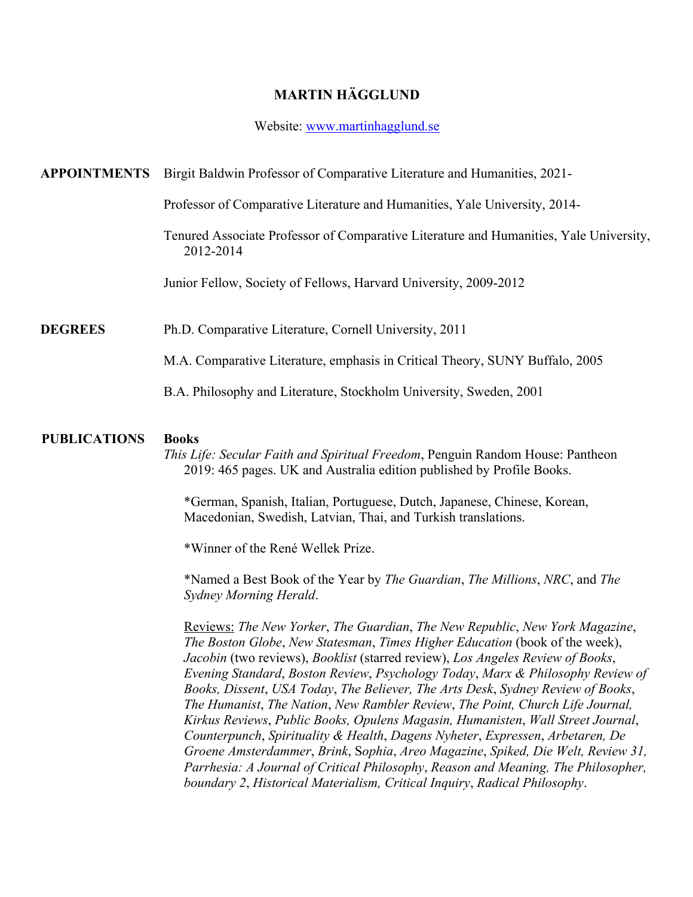# MARTIN HÄGGLUND

Website: [www.martinhagglund.se](http://www.martinhagglund.se)

## APPOINTMENTS

Birgit Baldwin Professor of Comparative Literature and Humanities, 2021-

Professor of Comparative Literature and Humanities, Yale University, 2014-

Tenured Associate Professor of Comparative Literature and Humanities, Yale University, 2012-2014

Junior Fellow, Society of Fellows, Harvard University, 2009-2012

## DEGREES

Ph.D. Comparative Literature, Cornell University, 2011

M.A. Comparative Literature, emphasis in Critical Theory, SUNY Buffalo, 2005

B.A. Philosophy and Literature, Stockholm University, Sweden, 2001

## PUBLICATIONS

### Books

*This Life: Secular Faith and Spiritual Freedom*, Penguin Random House: Pantheon 2019: 465 pages. UK and Australia edition published by Profile Books.

*German, Spanish, Italian, Portuguese, Dutch, Japanese, Chinese, Korean, Macedonian, Swedish, Latvian, Thai, and Turkish translations.

*Winner of the René Wellek Prize.

*Named a Best Book of the Year by *The Guardian*, *The Millions*, *NRC*, and *The Sydney Morning Herald*.

Reviews: *The New Yorker*, *The Guardian*, *The New Republic*, *New York Magazine*, *The Boston Globe*, *New Statesman*, *Times Higher Education* (book of the week), *Jacobin* (two reviews), *Booklist* (starred review), *Los Angeles Review of Books*, *Evening Standard*, *Boston Review*, *Psychology Today*, *Marx & Philosophy Review of Books, Dissent*, *USA Today*, *The Believer, The Arts Desk*, *Sydney Review of Books*, *The Humanist*, *The Nation*, *New Rambler Review*, *The Point, Church Life Journal, Kirkus Reviews*, *Public Books, Opulens Magasin, Humanisten*, *Wall Street Journal*, *Counterpunch*, *Spirituality & Health*, *Dagens Nyheter*, *Expressen*, *Arbetaren, De Groene Amsterdammer*, *Brink*, S*ophia*, *Areo Magazine*, *Spiked, Die Welt, Review 31, Parrhesia: A Journal of Critical Philosophy*, *Reason and Meaning, The Philosopher, boundary 2*, *Historical Materialism, Critical Inquiry*, *Radical Philosophy*.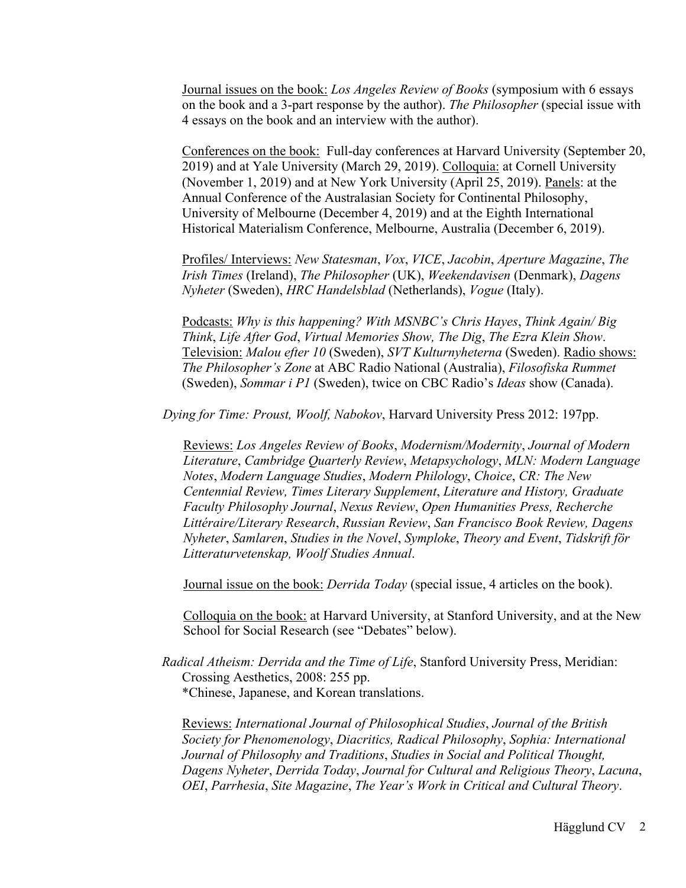Journal issues on the book: *Los Angeles Review of Books* (symposium with 6 essays on the book and a 3-part response by the author). *The Philosopher* (special issue with 4 essays on the book and an interview with the author).

Conferences on the book: Full-day conferences at Harvard University (September 20, 2019) and at Yale University (March 29, 2019). Colloquia: at Cornell University (November 1, 2019) and at New York University (April 25, 2019). Panels: at the Annual Conference of the Australasian Society for Continental Philosophy, University of Melbourne (December 4, 2019) and at the Eighth International Historical Materialism Conference, Melbourne, Australia (December 6, 2019).

Profiles/ Interviews: *New Statesman*, *Vox*, *VICE*, *Jacobin*, *Aperture Magazine*, *The Irish Times* (Ireland), *The Philosopher* (UK), *Weekendavisen* (Denmark), *Dagens Nyheter* (Sweden), *HRC Handelsblad* (Netherlands), *Vogue* (Italy).

Podcasts: *Why is this happening? With MSNBC's Chris Hayes*, *Think Again/ Big Think*, *Life After God*, *Virtual Memories Show, The Dig*, *The Ezra Klein Show*. Television: *Malou efter 10* (Sweden), *SVT Kulturnyheterna* (Sweden). Radio shows: *The Philosopher's Zone* at ABC Radio National (Australia), *Filosofiska Rummet* (Sweden), *Sommar i P1* (Sweden), twice on CBC Radio's *Ideas* show (Canada).

*Dying for Time: Proust, Woolf, Nabokov*, Harvard University Press 2012: 197pp.

Reviews: *Los Angeles Review of Books*, *Modernism/Modernity*, *Journal of Modern Literature*, *Cambridge Quarterly Review*, *Metapsychology*, *MLN: Modern Language Notes*, *Modern Language Studies*, *Modern Philology*, *Choice*, *CR: The New Centennial Review, Times Literary Supplement*, *Literature and History, Graduate Faculty Philosophy Journal*, *Nexus Review*, *Open Humanities Press, Recherche Littéraire/Literary Research*, *Russian Review*, *San Francisco Book Review, Dagens Nyheter*, *Samlaren*, *Studies in the Novel*, *Symploke*, *Theory and Event*, *Tidskrift för Litteraturvetenskap, Woolf Studies Annual*.

Journal issue on the book: *Derrida Today* (special issue, 4 articles on the book).

Colloquia on the book: at Harvard University, at Stanford University, and at the New School for Social Research (see "Debates" below).

*Radical Atheism: Derrida and the Time of Life*, Stanford University Press, Meridian: Crossing Aesthetics, 2008: 255 pp.
*Chinese, Japanese, and Korean translations.

Reviews: *International Journal of Philosophical Studies*, *Journal of the British Society for Phenomenology*, *Diacritics, Radical Philosophy*, *Sophia: International Journal of Philosophy and Traditions*, *Studies in Social and Political Thought, Dagens Nyheter*, *Derrida Today*, *Journal for Cultural and Religious Theory*, *Lacuna*, *OEI*, *Parrhesia*, *Site Magazine*, *The Year's Work in Critical and Cultural Theory*.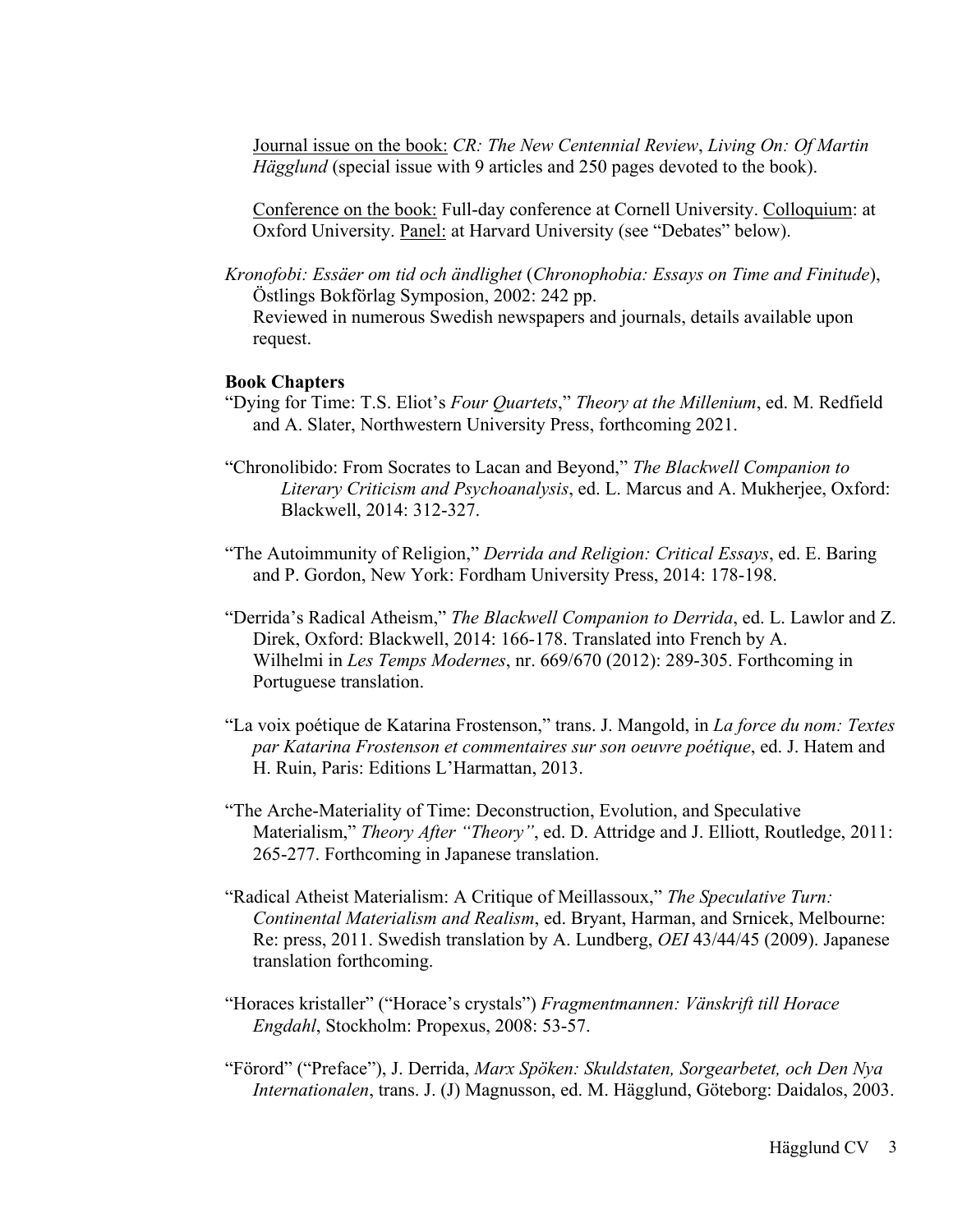Journal issue on the book: *CR: The New Centennial Review*, *Living On: Of Martin Hägglund* (special issue with 9 articles and 250 pages devoted to the book).

Conference on the book: Full-day conference at Cornell University. Colloquium: at Oxford University. Panel: at Harvard University (see "Debates" below).

*Kronofobi: Essäer om tid och ändlighet* (*Chronophobia: Essays on Time and Finitude*), Östlings Bokförlag Symposion, 2002: 242 pp.
Reviewed in numerous Swedish newspapers and journals, details available upon request.

**Book Chapters**

"Dying for Time: T.S. Eliot's *Four Quartets*," *Theory at the Millenium*, ed. M. Redfield and A. Slater, Northwestern University Press, forthcoming 2021.

"Chronolibido: From Socrates to Lacan and Beyond," *The Blackwell Companion to Literary Criticism and Psychoanalysis*, ed. L. Marcus and A. Mukherjee, Oxford: Blackwell, 2014: 312-327.

"The Autoimmunity of Religion," *Derrida and Religion: Critical Essays*, ed. E. Baring and P. Gordon, New York: Fordham University Press, 2014: 178-198.

"Derrida's Radical Atheism," *The Blackwell Companion to Derrida*, ed. L. Lawlor and Z. Direk, Oxford: Blackwell, 2014: 166-178. Translated into French by A. Wilhelmi in *Les Temps Modernes*, nr. 669/670 (2012): 289-305. Forthcoming in Portuguese translation.

"La voix poétique de Katarina Frostenson," trans. J. Mangold, in *La force du nom: Textes par Katarina Frostenson et commentaires sur son oeuvre poétique*, ed. J. Hatem and H. Ruin, Paris: Editions L'Harmattan, 2013.

"The Arche-Materiality of Time: Deconstruction, Evolution, and Speculative Materialism," *Theory After "Theory"*, ed. D. Attridge and J. Elliott, Routledge, 2011: 265-277. Forthcoming in Japanese translation.

"Radical Atheist Materialism: A Critique of Meillassoux," *The Speculative Turn: Continental Materialism and Realism*, ed. Bryant, Harman, and Srnicek, Melbourne: Re: press, 2011. Swedish translation by A. Lundberg, *OEI* 43/44/45 (2009). Japanese translation forthcoming.

"Horaces kristaller" ("Horace's crystals") *Fragmentmannen: Vänskrift till Horace Engdahl*, Stockholm: Propexus, 2008: 53-57.

"Förord" ("Preface"), J. Derrida, *Marx Spöken: Skuldstaten, Sorgearbetet, och Den Nya Internationalen*, trans. J. (J) Magnusson, ed. M. Hägglund, Göteborg: Daidalos, 2003.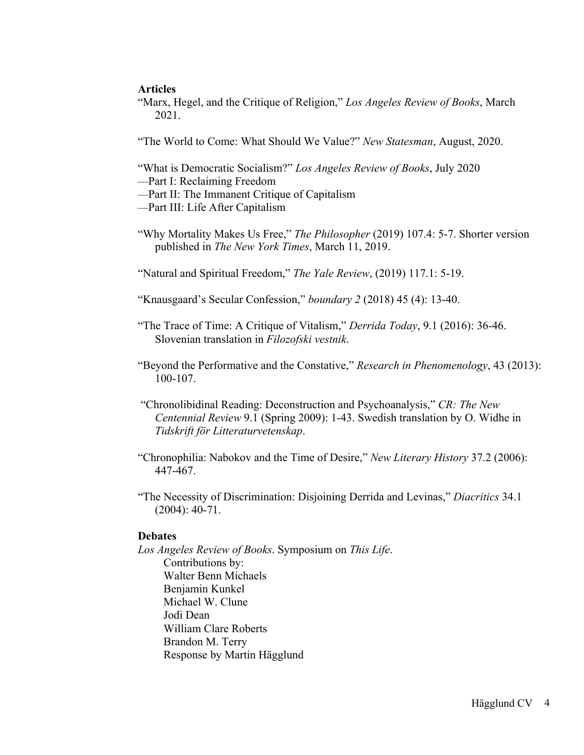**Articles**

"Marx, Hegel, and the Critique of Religion," *Los Angeles Review of Books*, March 2021.

"The World to Come: What Should We Value?" *New Statesman*, August, 2020.

"What is Democratic Socialism?" *Los Angeles Review of Books*, July 2020
—Part I: Reclaiming Freedom
—Part II: The Immanent Critique of Capitalism
—Part III: Life After Capitalism

"Why Mortality Makes Us Free," *The Philosopher* (2019) 107.4: 5-7. Shorter version published in *The New York Times*, March 11, 2019.

"Natural and Spiritual Freedom," *The Yale Review*, (2019) 117.1: 5-19.

"Knausgaard's Secular Confession," *boundary 2* (2018) 45 (4): 13-40.

"The Trace of Time: A Critique of Vitalism," *Derrida Today*, 9.1 (2016): 36-46. Slovenian translation in *Filozofski vestnik*.

"Beyond the Performative and the Constative," *Research in Phenomenology*, 43 (2013): 100-107.

"Chronolibidinal Reading: Deconstruction and Psychoanalysis," *CR: The New Centennial Review* 9.1 (Spring 2009): 1-43. Swedish translation by O. Widhe in *Tidskrift för Litteraturvetenskap*.

"Chronophilia: Nabokov and the Time of Desire," *New Literary History* 37.2 (2006): 447-467.

"The Necessity of Discrimination: Disjoining Derrida and Levinas," *Diacritics* 34.1 (2004): 40-71.

**Debates**

*Los Angeles Review of Books*. Symposium on *This Life*.
Contributions by:
Walter Benn Michaels
Benjamin Kunkel
Michael W. Clune
Jodi Dean
William Clare Roberts
Brandon M. Terry
Response by Martin Hägglund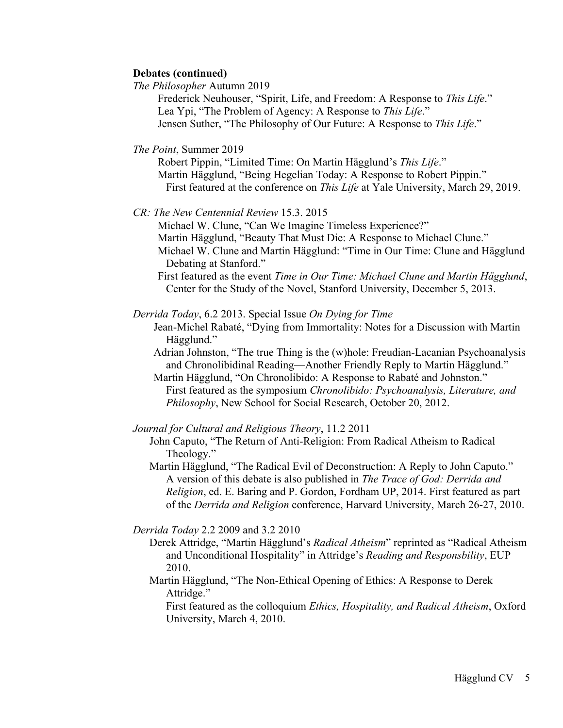**Debates (continued)**

*The Philosopher* Autumn 2019

Frederick Neuhouser, "Spirit, Life, and Freedom: A Response to *This Life*."
Lea Ypi, "The Problem of Agency: A Response to *This Life*."
Jensen Suther, "The Philosophy of Our Future: A Response to *This Life*."

*The Point*, Summer 2019

Robert Pippin, "Limited Time: On Martin Hägglund's *This Life*."
Martin Hägglund, "Being Hegelian Today: A Response to Robert Pippin."
First featured at the conference on *This Life* at Yale University, March 29, 2019.

*CR: The New Centennial Review* 15.3. 2015

Michael W. Clune, "Can We Imagine Timeless Experience?"
Martin Hägglund, "Beauty That Must Die: A Response to Michael Clune."
Michael W. Clune and Martin Hägglund: "Time in Our Time: Clune and Hägglund Debating at Stanford."
First featured as the event *Time in Our Time: Michael Clune and Martin Hägglund*, Center for the Study of the Novel, Stanford University, December 5, 2013.

*Derrida Today*, 6.2 2013. Special Issue *On Dying for Time*

Jean-Michel Rabaté, "Dying from Immortality: Notes for a Discussion with Martin Hägglund."
Adrian Johnston, "The true Thing is the (w)hole: Freudian-Lacanian Psychoanalysis and Chronolibidinal Reading—Another Friendly Reply to Martin Hägglund."
Martin Hägglund, "On Chronolibido: A Response to Rabaté and Johnston."
First featured as the symposium *Chronolibido: Psychoanalysis, Literature, and Philosophy*, New School for Social Research, October 20, 2012.

*Journal for Cultural and Religious Theory*, 11.2 2011

John Caputo, "The Return of Anti-Religion: From Radical Atheism to Radical Theology."
Martin Hägglund, "The Radical Evil of Deconstruction: A Reply to John Caputo." A version of this debate is also published in *The Trace of God: Derrida and Religion*, ed. E. Baring and P. Gordon, Fordham UP, 2014. First featured as part of the *Derrida and Religion* conference, Harvard University, March 26-27, 2010.

*Derrida Today* 2.2 2009 and 3.2 2010

Derek Attridge, "Martin Hägglund's *Radical Atheism*" reprinted as "Radical Atheism and Unconditional Hospitality" in Attridge's *Reading and Responsbility*, EUP 2010.
Martin Hägglund, "The Non-Ethical Opening of Ethics: A Response to Derek Attridge."
First featured as the colloquium *Ethics, Hospitality, and Radical Atheism*, Oxford University, March 4, 2010.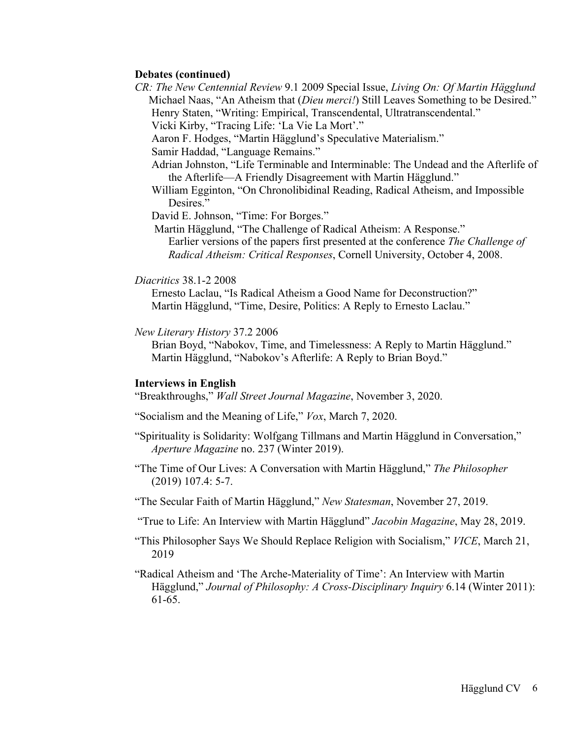**Debates (continued)**

*CR: The New Centennial Review* 9.1 2009 Special Issue, *Living On: Of Martin Hägglund*

Michael Naas, "An Atheism that (*Dieu merci!*) Still Leaves Something to be Desired."

Henry Staten, "Writing: Empirical, Transcendental, Ultratranscendental."

Vicki Kirby, "Tracing Life: 'La Vie La Mort'."

Aaron F. Hodges, "Martin Hägglund's Speculative Materialism."

Samir Haddad, "Language Remains."

Adrian Johnston, "Life Terminable and Interminable: The Undead and the Afterlife of the Afterlife—A Friendly Disagreement with Martin Hägglund."

William Egginton, "On Chronolibidinal Reading, Radical Atheism, and Impossible Desires."

David E. Johnson, "Time: For Borges."

Martin Hägglund, "The Challenge of Radical Atheism: A Response."
Earlier versions of the papers first presented at the conference *The Challenge of Radical Atheism: Critical Responses*, Cornell University, October 4, 2008.

*Diacritics* 38.1-2 2008

Ernesto Laclau, "Is Radical Atheism a Good Name for Deconstruction?"

Martin Hägglund, "Time, Desire, Politics: A Reply to Ernesto Laclau."

*New Literary History* 37.2 2006

Brian Boyd, "Nabokov, Time, and Timelessness: A Reply to Martin Hägglund."

Martin Hägglund, "Nabokov's Afterlife: A Reply to Brian Boyd."

**Interviews in English**

"Breakthroughs," *Wall Street Journal Magazine*, November 3, 2020.

"Socialism and the Meaning of Life," *Vox*, March 7, 2020.

"Spirituality is Solidarity: Wolfgang Tillmans and Martin Hägglund in Conversation," *Aperture Magazine* no. 237 (Winter 2019).

"The Time of Our Lives: A Conversation with Martin Hägglund," *The Philosopher* (2019) 107.4: 5-7.

"The Secular Faith of Martin Hägglund," *New Statesman*, November 27, 2019.

"True to Life: An Interview with Martin Hägglund" *Jacobin Magazine*, May 28, 2019.

"This Philosopher Says We Should Replace Religion with Socialism," *VICE*, March 21, 2019

"Radical Atheism and 'The Arche-Materiality of Time': An Interview with Martin Hägglund," *Journal of Philosophy: A Cross-Disciplinary Inquiry* 6.14 (Winter 2011): 61-65.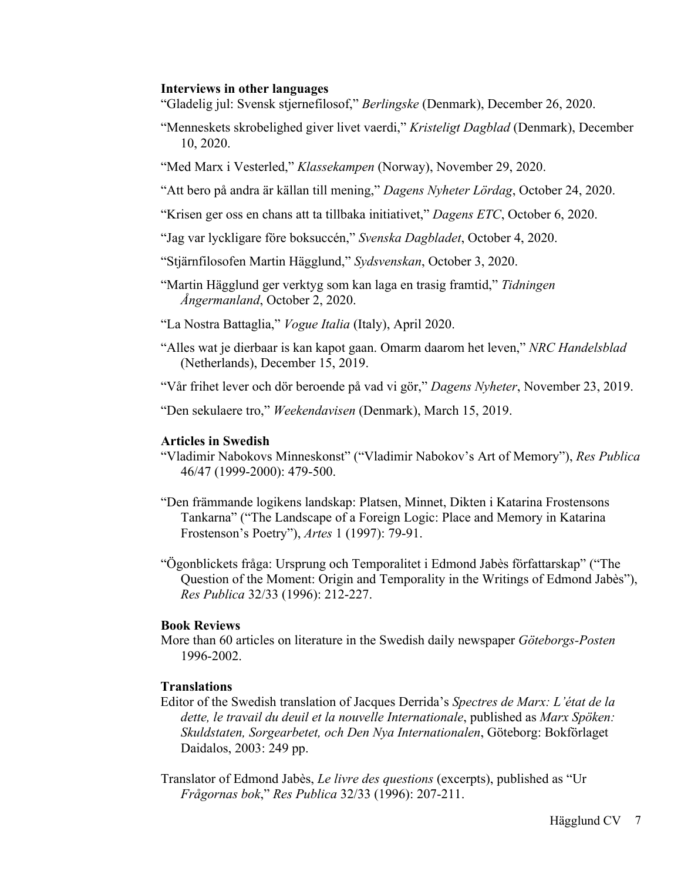**Interviews in other languages**

“Gladelig jul: Svensk stjernefilosof,” *Berlingske* (Denmark), December 26, 2020.

“Menneskets skrobelighed giver livet vaerdi,” *Kristeligt Dagblad* (Denmark), December 10, 2020.

“Med Marx i Vesterled,” *Klassekampen* (Norway), November 29, 2020.

“Att bero på andra är källan till mening,” *Dagens Nyheter Lördag*, October 24, 2020.

“Krisen ger oss en chans att ta tillbaka initiativet,” *Dagens ETC*, October 6, 2020.

“Jag var lyckligare före boksuccén,” *Svenska Dagbladet*, October 4, 2020.

“Stjärnfilosofen Martin Hägglund,” *Sydsvenskan*, October 3, 2020.

“Martin Hägglund ger verktyg som kan laga en trasig framtid,” *Tidningen Ångermanland*, October 2, 2020.

“La Nostra Battaglia,” *Vogue Italia* (Italy), April 2020.

“Alles wat je dierbaar is kan kapot gaan. Omarm daarom het leven,” *NRC Handelsblad* (Netherlands), December 15, 2019.

“Vår frihet lever och dör beroende på vad vi gör,” *Dagens Nyheter*, November 23, 2019.

“Den sekulaere tro,” *Weekendavisen* (Denmark), March 15, 2019.

**Articles in Swedish**

“Vladimir Nabokovs Minneskonst” (“Vladimir Nabokov’s Art of Memory”), *Res Publica* 46/47 (1999-2000): 479-500.

“Den främmande logikens landskap: Platsen, Minnet, Dikten i Katarina Frostensons Tankarna” (“The Landscape of a Foreign Logic: Place and Memory in Katarina Frostenson’s Poetry”), *Artes* 1 (1997): 79-91.

“Ögonblickets fråga: Ursprung och Temporalitet i Edmond Jabès författarskap” (“The Question of the Moment: Origin and Temporality in the Writings of Edmond Jabès”), *Res Publica* 32/33 (1996): 212-227.

**Book Reviews**

More than 60 articles on literature in the Swedish daily newspaper *Göteborgs-Posten* 1996-2002.

**Translations**

Editor of the Swedish translation of Jacques Derrida’s *Spectres de Marx: L’état de la dette, le travail du deuil et la nouvelle Internationale*, published as *Marx Spöken: Skuldstaten, Sorgearbetet, och Den Nya Internationalen*, Göteborg: Bokförlaget Daidalos, 2003: 249 pp.

Translator of Edmond Jabès, *Le livre des questions* (excerpts), published as “Ur *Frågornas bok*,” *Res Publica* 32/33 (1996): 207-211.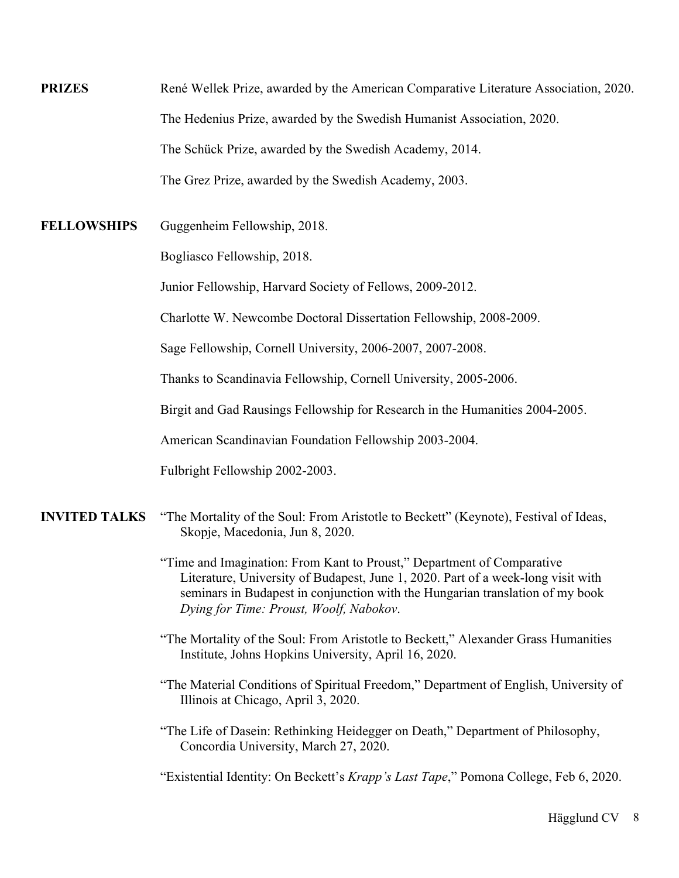**PRIZES**

René Wellek Prize, awarded by the American Comparative Literature Association, 2020.

The Hedenius Prize, awarded by the Swedish Humanist Association, 2020.

The Schück Prize, awarded by the Swedish Academy, 2014.

The Grez Prize, awarded by the Swedish Academy, 2003.

**FELLOWSHIPS**

Guggenheim Fellowship, 2018.

Bogliasco Fellowship, 2018.

Junior Fellowship, Harvard Society of Fellows, 2009-2012.

Charlotte W. Newcombe Doctoral Dissertation Fellowship, 2008-2009.

Sage Fellowship, Cornell University, 2006-2007, 2007-2008.

Thanks to Scandinavia Fellowship, Cornell University, 2005-2006.

Birgit and Gad Rausings Fellowship for Research in the Humanities 2004-2005.

American Scandinavian Foundation Fellowship 2003-2004.

Fulbright Fellowship 2002-2003.

**INVITED TALKS**

"The Mortality of the Soul: From Aristotle to Beckett" (Keynote), Festival of Ideas, Skopje, Macedonia, Jun 8, 2020.

"Time and Imagination: From Kant to Proust," Department of Comparative Literature, University of Budapest, June 1, 2020. Part of a week-long visit with seminars in Budapest in conjunction with the Hungarian translation of my book *Dying for Time: Proust, Woolf, Nabokov*.

"The Mortality of the Soul: From Aristotle to Beckett," Alexander Grass Humanities Institute, Johns Hopkins University, April 16, 2020.

"The Material Conditions of Spiritual Freedom," Department of English, University of Illinois at Chicago, April 3, 2020.

"The Life of Dasein: Rethinking Heidegger on Death," Department of Philosophy, Concordia University, March 27, 2020.

"Existential Identity: On Beckett's *Krapp's Last Tape*," Pomona College, Feb 6, 2020.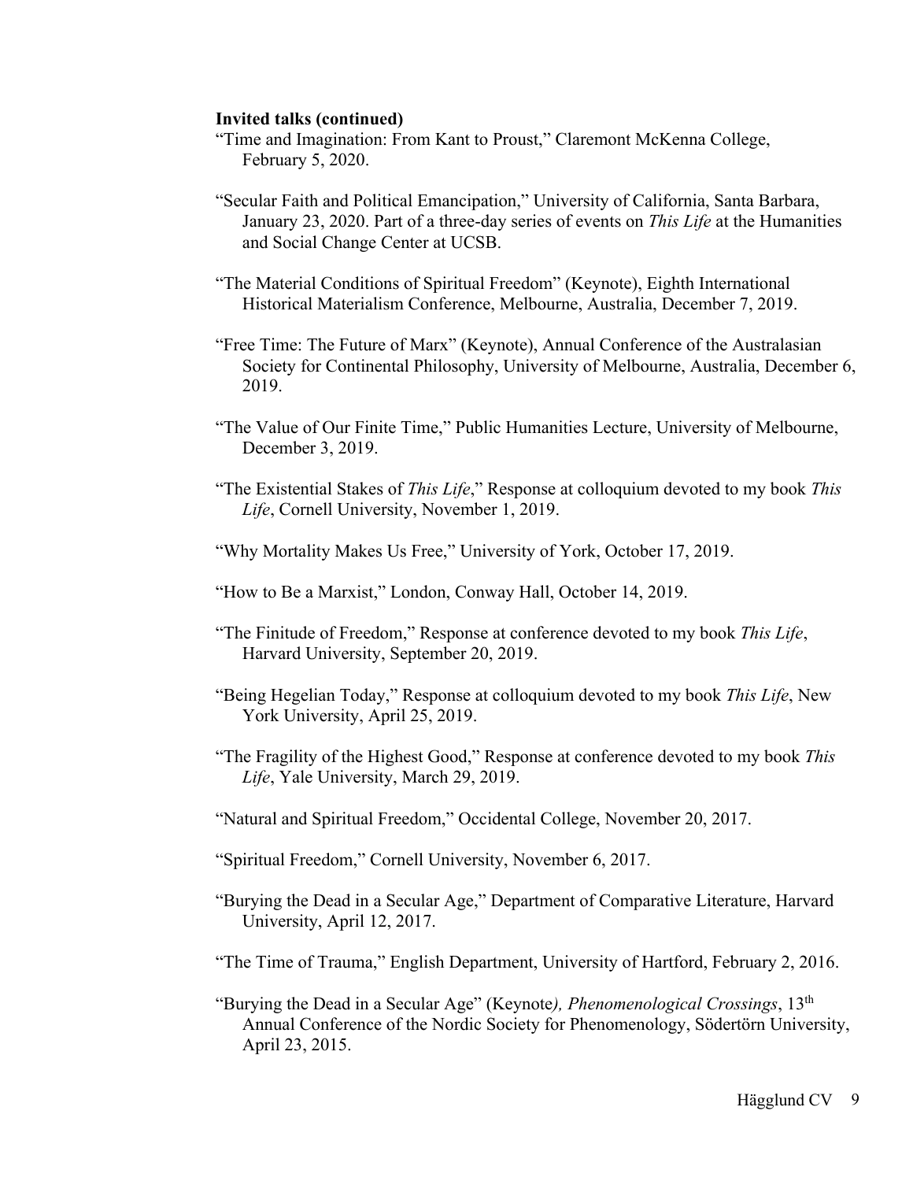**Invited talks (continued)**

"Time and Imagination: From Kant to Proust," Claremont McKenna College, February 5, 2020.

"Secular Faith and Political Emancipation," University of California, Santa Barbara, January 23, 2020. Part of a three-day series of events on *This Life* at the Humanities and Social Change Center at UCSB.

"The Material Conditions of Spiritual Freedom" (Keynote), Eighth International Historical Materialism Conference, Melbourne, Australia, December 7, 2019.

"Free Time: The Future of Marx" (Keynote), Annual Conference of the Australasian Society for Continental Philosophy, University of Melbourne, Australia, December 6, 2019.

"The Value of Our Finite Time," Public Humanities Lecture, University of Melbourne, December 3, 2019.

"The Existential Stakes of *This Life*," Response at colloquium devoted to my book *This Life*, Cornell University, November 1, 2019.

"Why Mortality Makes Us Free," University of York, October 17, 2019.

"How to Be a Marxist," London, Conway Hall, October 14, 2019.

"The Finitude of Freedom," Response at conference devoted to my book *This Life*, Harvard University, September 20, 2019.

"Being Hegelian Today," Response at colloquium devoted to my book *This Life*, New York University, April 25, 2019.

"The Fragility of the Highest Good," Response at conference devoted to my book *This Life*, Yale University, March 29, 2019.

"Natural and Spiritual Freedom," Occidental College, November 20, 2017.

"Spiritual Freedom," Cornell University, November 6, 2017.

"Burying the Dead in a Secular Age," Department of Comparative Literature, Harvard University, April 12, 2017.

"The Time of Trauma," English Department, University of Hartford, February 2, 2016.

"Burying the Dead in a Secular Age" (Keynote*), Phenomenological Crossings*, 13th Annual Conference of the Nordic Society for Phenomenology, Södertörn University, April 23, 2015.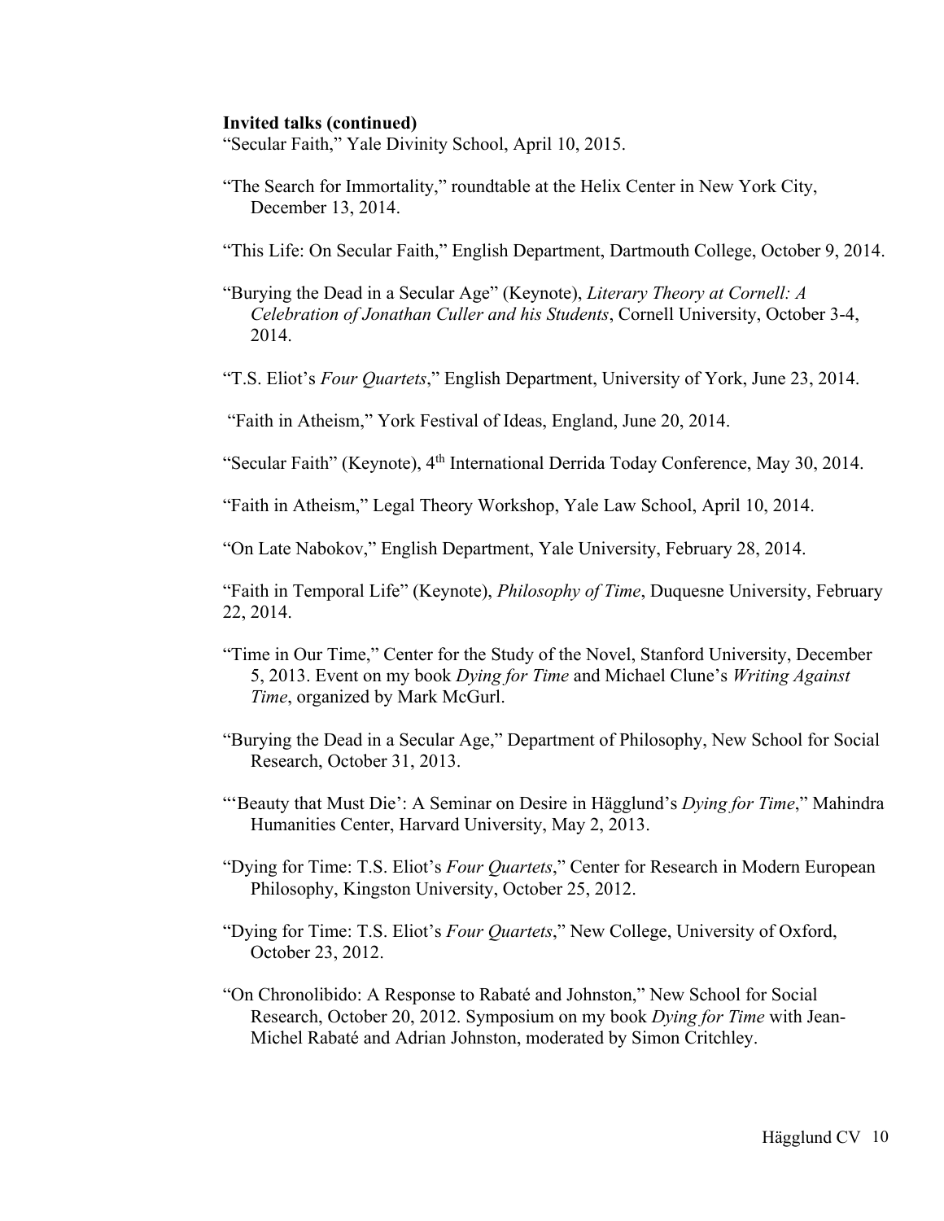**Invited talks (continued)**

"Secular Faith," Yale Divinity School, April 10, 2015.

"The Search for Immortality," roundtable at the Helix Center in New York City, December 13, 2014.

"This Life: On Secular Faith," English Department, Dartmouth College, October 9, 2014.

"Burying the Dead in a Secular Age" (Keynote), *Literary Theory at Cornell: A Celebration of Jonathan Culler and his Students*, Cornell University, October 3-4, 2014.

"T.S. Eliot's *Four Quartets*," English Department, University of York, June 23, 2014.

"Faith in Atheism," York Festival of Ideas, England, June 20, 2014.

"Secular Faith" (Keynote), 4th International Derrida Today Conference, May 30, 2014.

"Faith in Atheism," Legal Theory Workshop, Yale Law School, April 10, 2014.

"On Late Nabokov," English Department, Yale University, February 28, 2014.

"Faith in Temporal Life" (Keynote), *Philosophy of Time*, Duquesne University, February 22, 2014.

"Time in Our Time," Center for the Study of the Novel, Stanford University, December 5, 2013. Event on my book *Dying for Time* and Michael Clune's *Writing Against Time*, organized by Mark McGurl.

"Burying the Dead in a Secular Age," Department of Philosophy, New School for Social Research, October 31, 2013.

"'Beauty that Must Die': A Seminar on Desire in Hägglund's *Dying for Time*," Mahindra Humanities Center, Harvard University, May 2, 2013.

"Dying for Time: T.S. Eliot's *Four Quartets*," Center for Research in Modern European Philosophy, Kingston University, October 25, 2012.

"Dying for Time: T.S. Eliot's *Four Quartets*," New College, University of Oxford, October 23, 2012.

"On Chronolibido: A Response to Rabaté and Johnston," New School for Social Research, October 20, 2012. Symposium on my book *Dying for Time* with Jean-Michel Rabaté and Adrian Johnston, moderated by Simon Critchley.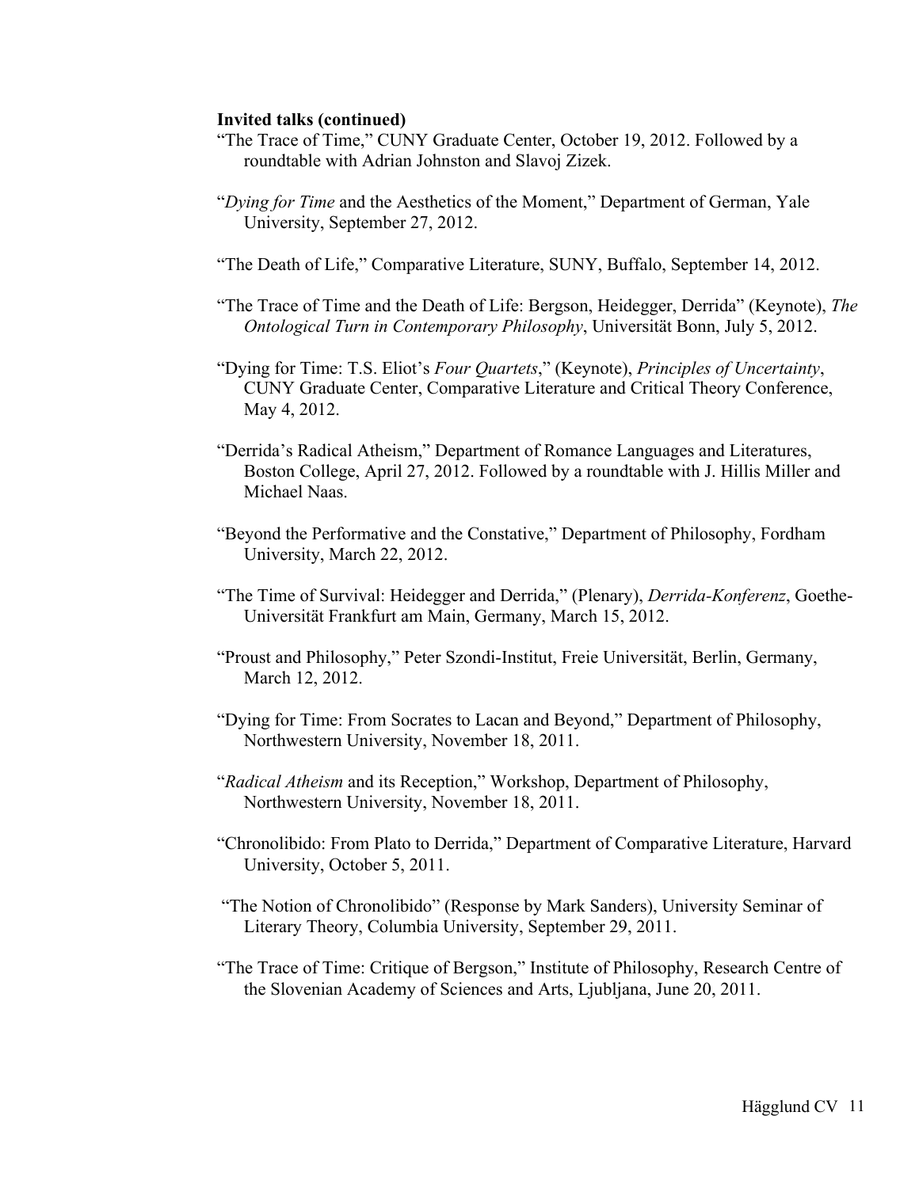**Invited talks (continued)**

"The Trace of Time," CUNY Graduate Center, October 19, 2012. Followed by a roundtable with Adrian Johnston and Slavoj Zizek.

"*Dying for Time* and the Aesthetics of the Moment," Department of German, Yale University, September 27, 2012.

"The Death of Life," Comparative Literature, SUNY, Buffalo, September 14, 2012.

"The Trace of Time and the Death of Life: Bergson, Heidegger, Derrida" (Keynote), *The Ontological Turn in Contemporary Philosophy*, Universität Bonn, July 5, 2012.

"Dying for Time: T.S. Eliot's *Four Quartets*," (Keynote), *Principles of Uncertainty*, CUNY Graduate Center, Comparative Literature and Critical Theory Conference, May 4, 2012.

"Derrida's Radical Atheism," Department of Romance Languages and Literatures, Boston College, April 27, 2012. Followed by a roundtable with J. Hillis Miller and Michael Naas.

"Beyond the Performative and the Constative," Department of Philosophy, Fordham University, March 22, 2012.

"The Time of Survival: Heidegger and Derrida," (Plenary), *Derrida-Konferenz*, Goethe-Universität Frankfurt am Main, Germany, March 15, 2012.

"Proust and Philosophy," Peter Szondi-Institut, Freie Universität, Berlin, Germany, March 12, 2012.

"Dying for Time: From Socrates to Lacan and Beyond," Department of Philosophy, Northwestern University, November 18, 2011.

"*Radical Atheism* and its Reception," Workshop, Department of Philosophy, Northwestern University, November 18, 2011.

"Chronolibido: From Plato to Derrida," Department of Comparative Literature, Harvard University, October 5, 2011.

"The Notion of Chronolibido" (Response by Mark Sanders), University Seminar of Literary Theory, Columbia University, September 29, 2011.

"The Trace of Time: Critique of Bergson," Institute of Philosophy, Research Centre of the Slovenian Academy of Sciences and Arts, Ljubljana, June 20, 2011.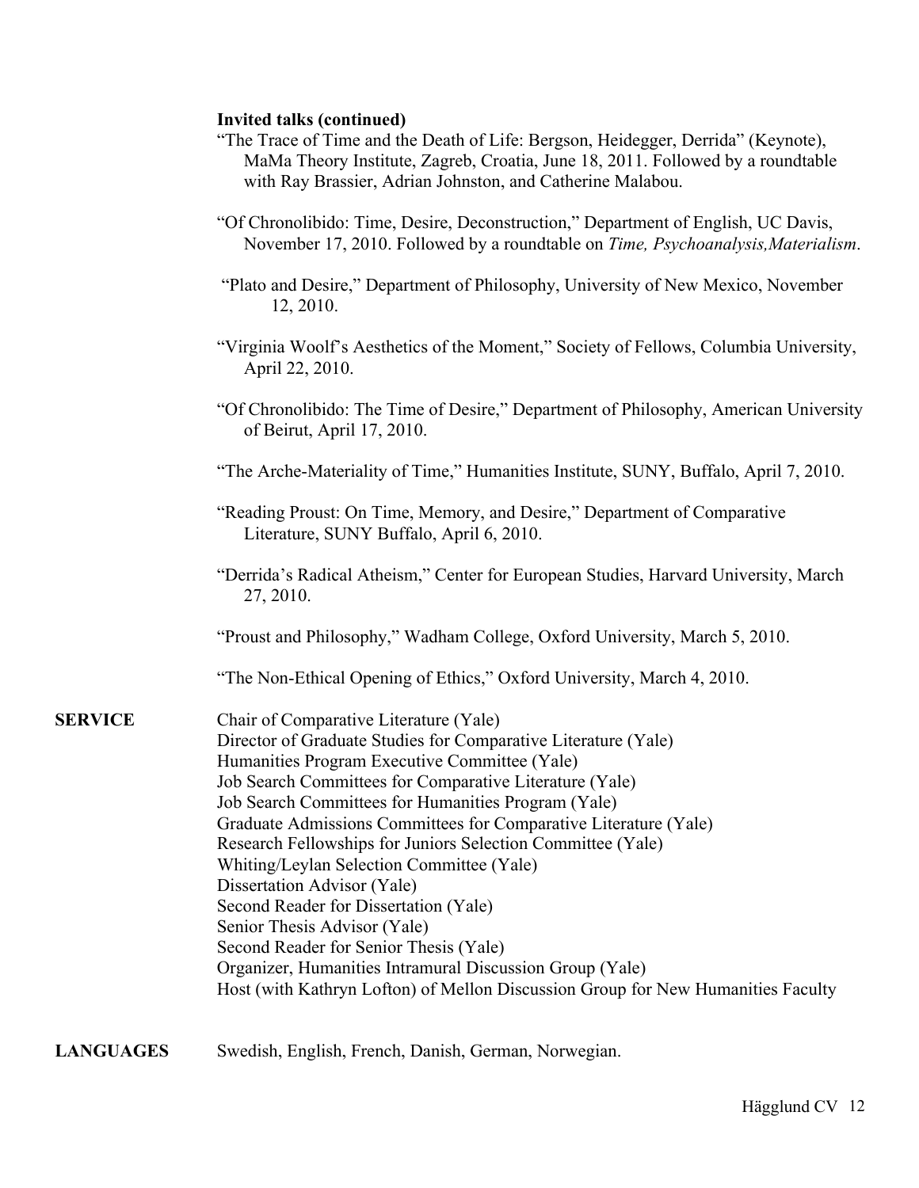**Invited talks (continued)**

"The Trace of Time and the Death of Life: Bergson, Heidegger, Derrida" (Keynote), MaMa Theory Institute, Zagreb, Croatia, June 18, 2011. Followed by a roundtable with Ray Brassier, Adrian Johnston, and Catherine Malabou.

"Of Chronolibido: Time, Desire, Deconstruction," Department of English, UC Davis, November 17, 2010. Followed by a roundtable on *Time, Psychoanalysis,Materialism*.

"Plato and Desire," Department of Philosophy, University of New Mexico, November 12, 2010.

"Virginia Woolf's Aesthetics of the Moment," Society of Fellows, Columbia University, April 22, 2010.

"Of Chronolibido: The Time of Desire," Department of Philosophy, American University of Beirut, April 17, 2010.

"The Arche-Materiality of Time," Humanities Institute, SUNY, Buffalo, April 7, 2010.

"Reading Proust: On Time, Memory, and Desire," Department of Comparative Literature, SUNY Buffalo, April 6, 2010.

"Derrida's Radical Atheism," Center for European Studies, Harvard University, March 27, 2010.

"Proust and Philosophy," Wadham College, Oxford University, March 5, 2010.

"The Non-Ethical Opening of Ethics," Oxford University, March 4, 2010.

**SERVICE**

Chair of Comparative Literature (Yale)
Director of Graduate Studies for Comparative Literature (Yale)
Humanities Program Executive Committee (Yale)
Job Search Committees for Comparative Literature (Yale)
Job Search Committees for Humanities Program (Yale)
Graduate Admissions Committees for Comparative Literature (Yale)
Research Fellowships for Juniors Selection Committee (Yale)
Whiting/Leylan Selection Committee (Yale)
Dissertation Advisor (Yale)
Second Reader for Dissertation (Yale)
Senior Thesis Advisor (Yale)
Second Reader for Senior Thesis (Yale)
Organizer, Humanities Intramural Discussion Group (Yale)
Host (with Kathryn Lofton) of Mellon Discussion Group for New Humanities Faculty

**LANGUAGES**

Swedish, English, French, Danish, German, Norwegian.